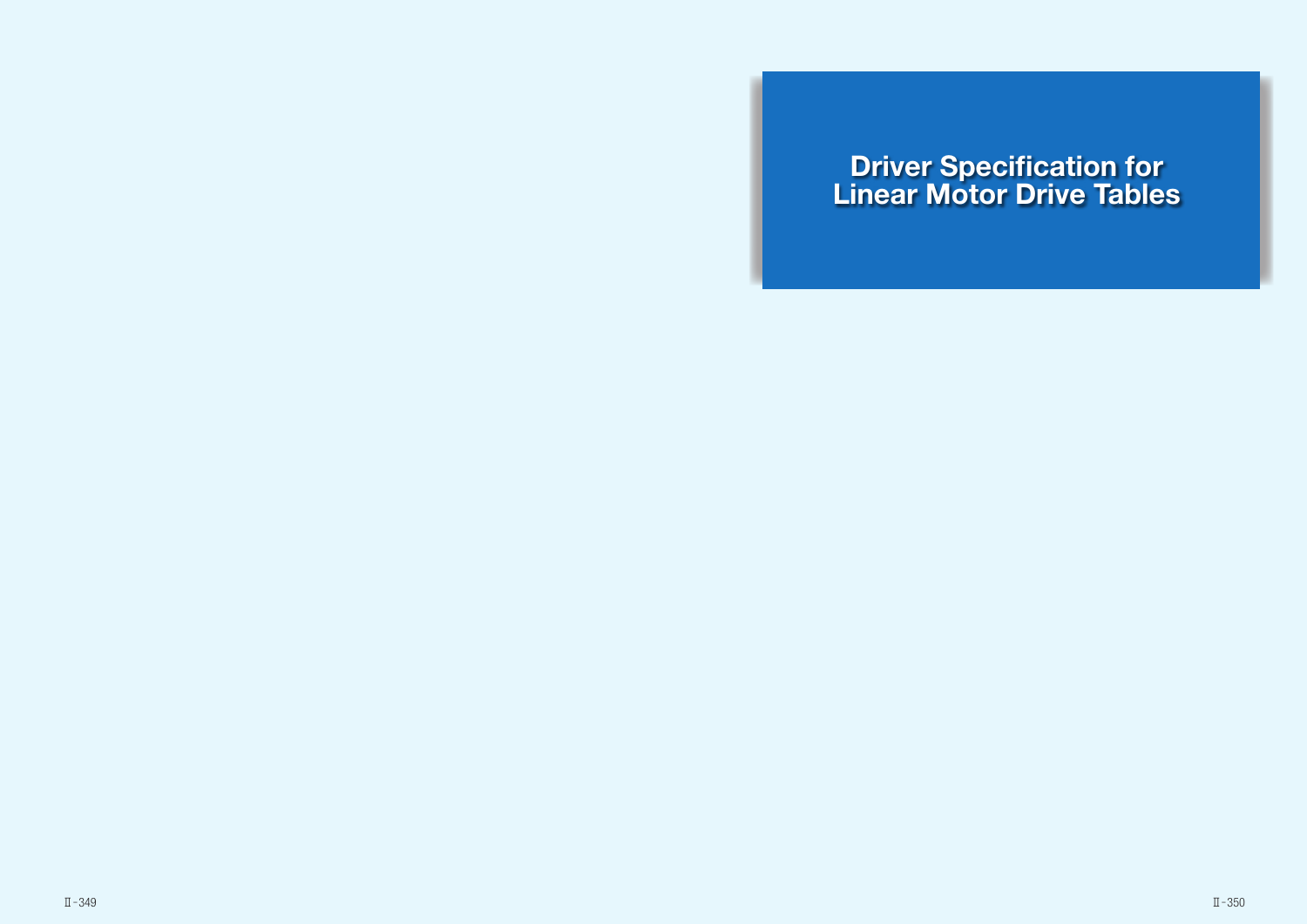# Driver Specification for Linear Motor Drive Tables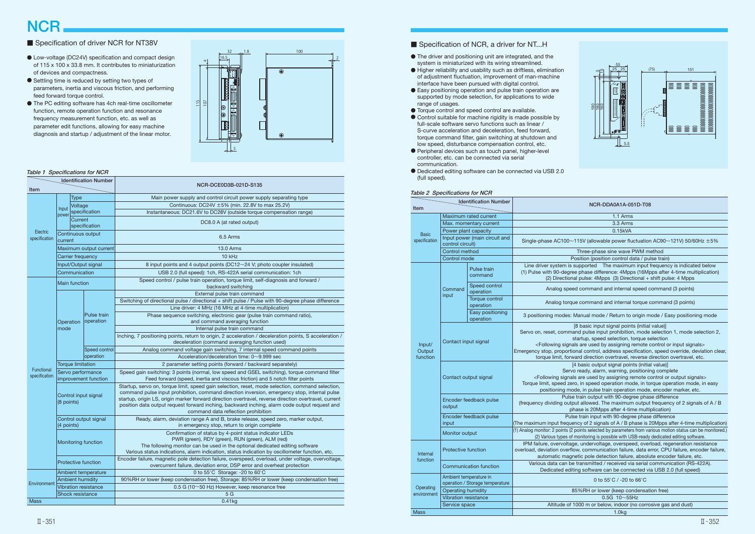# NCR

## ■ Specification of driver NCR for NT38V

- Low-voltage (DC24V) specification and compact design of 115 x 100 x 33.8 mm. It contributes to miniaturization of devices and compactness.
- Settling time is reduced by setting two types of parameters, inertia and viscous friction, and performing feed forward torque control.
- The PC editing software has 4ch real-time oscillometer function, remote operation function and resonance frequency measurement function, etc. as well as parameter edit functions, allowing for easy machine diagnosis and startup / adjustment of the linear motor.

*Table 1 Specifications for NCR*

| Item | | | Identification Number: NCR-DCE0D3B-021D-S135 |
|---|---|---|---|
| Electric specification | Input power | Type | Main power supply and control circuit power supply separating type |
| | | Voltage specification | Continuous: DC24V ±5% (min. 22.8V to max 25.2V) |
| | | | Instantaneous: DC21.6V to DC28V (outside torque compensation range) |
| | | Current specification | DC8.0 A (at rated output) |
| | Continuous output current | | 6.5 Arms |
| | Maximum output current | | 13.0 Arms |
| | Carrier frequency | | 10 kHz |
| | Input/Output signal | | 8 input points and 4 output points (DC12～24 V; photo coupler insulated) |
| | Communication | | USB 2.0 (full speed): 1ch, RS-422A serial communication: 1ch |
| Functional specification | Main function | | Speed control / pulse train operation, torque limit, self-diagnosis and forward / backward switching |
| | Operation mode | Pulse train operation | External pulse train command |
| | | | Switching of directional pulse / directional + shift pulse / Pulse with 90-degree phase difference |
| | | | Line driver: 4 MHz (16 MHz at 4-time multiplication) |
| | | | Phase sequence switching, electronic gear (pulse train command ratio), and command averaging function |
| | | | Internal pulse train command |
| | | | Inching, 7 positioning points, return to origin, 2 acceleration / deceleration points, S acceleration / deceleration (command averaging function used) |
| | | Speed control operation | Analog command voltage gain switching, 7 internal speed command points |
| | | | Acceleration/deceleration time: 0～9.999 sec |
| | Torque limitation | | 2 parameter setting points (forward / backward separately) |
| | Servo performance improvement function | | Speed gain switching: 3 points (normal, low speed and GSEL switching), torque command filter Feed forward (speed, inertia and viscous friction) and 5 notch filter points |
| | Control input signal (8 points) | | Startup, servo on, torque limit, speed gain selection, reset, mode selection, command selection, command pulse input prohibition, command direction inversion, emergency stop, internal pulse startup, origin LS, origin marker forward direction overtravel, reverse direction overtravel, current position data output request forward inching, backward inching, alarm code output request and command data reflection prohibition |
| | Control output signal (4 points) | | Ready, alarm, deviation range A and B, brake release, speed zero, marker output, in emergency stop, return to origin complete |
| | Monitoring function | | Confirmation of status by 4-point status indicator LEDs PWR (green), RDY (green), RUN (green), ALM (red) The following monitor can be used in the optional dedicated editing software Various status indications, alarm indication, status indication by oscillometer function, etc. |
| | Protective function | | Encoder failure, magnetic pole detection failure, overspeed, overload, under voltage, overvoltage, overcurrent failure, deviation error, DSP error and overheat protection |
| Environment | Ambient temperature | | 0 to 55°C Storage: -20 to 60°C |
| | Ambient humidity | | 90%RH or lower (keep condensation free), Storage: 85%RH or lower (keep condensation free) |
| | Vibration resistance | | 0.5 G (10～50 Hz) However, keep resonance free |
| | Shock resistance | | 5 G |
| Mass | | | 0.41kg |

## ■ Specification of NCR, a driver for NT...H

- The driver and positioning unit are integrated, and the system is miniaturized with its wiring streamlined.
- Higher reliability and usability such as driftless, elimination of adjustment fluctuation, improvement of man-machine interface have been pursued with digital control.
- Easy positioning operation and pulse train operation are supported by mode selection, for applications to wide range of usages.
- Torque control and speed control are available.
- Control suitable for machine rigidity is made possible by full-scale software servo functions such as linear / S-curve acceleration and deceleration, feed forward, torque command filter, gain switching at shutdown and low speed, disturbance compensation control, etc.
- Peripheral devices such as touch panel, higher-level controller, etc. can be connected via serial communication.
- Dedicated editing software can be connected via USB 2.0 (full speed).

*Table 2 Specifications for NCR*

| Item | | | Identification Number: NCR-DDA0A1A-051D-T08 |
|---|---|---|---|
| Basic specification | Maximum rated current | | 1.1 Arms |
| | Max. momentary current | | 3.3 Arms |
| | Power plant capacity | | 0.15kVA |
| | Input power (main circuit and control circuit) | | Single-phase AC100～115V (allowable power fluctuation AC90～121V) 50/60Hz ±5% |
| | Control method | | Three-phase sine wave PWM method |
| | Control mode | | Position (position control data / pulse train) |
| Input/ Output function | Command input | Pulse train command | Line driver system is supported The maximum input frequency is indicated below (1) Pulse with 90-degree phase difference: 4Mpps (16Mpps after 4-time multiplication) (2) Directional pulse: 4Mpps (3) Directional + shift pulse: 4 Mpps |
| | | Speed control operation | Analog speed command and internal speed command (3 points) |
| | | Torque control operation | Analog torque command and internal torque command (3 points) |
| | | Easy positioning operation | 3 positioning modes: Manual mode / Return to origin mode / Easy positioning mode |
| | Contact input signal | | [8 basic input signal points (initial value)] Servo on, reset, command pulse input prohibition, mode selection 1, mode selection 2, startup, speed selection, torque selection <Following signals are used by assigning remote control or input signals> Emergency stop, proportional control, address specification, speed override, deviation clear, torque limit, forward direction overtravel, reverse direction overtravel, etc. |
| | Contact output signal | | [4 basic output signal points (initial value)] Servo ready, alarm, warning, positioning complete <Following signals are used by assigning remote control or output signals> Torque limit, speed zero, in position operation mode, in torque operation mode, in easy positioning mode, in pulse train operation mode, encoder marker, etc. |
| | Encoder feedback pulse output | | Pulse train output with 90-degree phase difference (frequency dividing output allowed. The maximum output frequency of 2 signals of A / B phase is 20Mpps after 4-time multiplication) |
| | Encoder feedback pulse input | | Pulse train input with 90-degree phase difference (The maximum input frequency of 2 signals of A / B phase is 20Mpps after 4-time multiplication) |
| | Monitor output | | (1) Analog monitor: 2 points (2 points selected by parameters from various motion status can be monitored.) (2) Various types of monitoring is possible with USB-ready dedicated editing software. |
| Internal function | Protective function | | IPM failure, overvoltage, undervoltage, overspeed, overload, regeneration resistance overload, deviation overflow, communication failure, data error, CPU failure, encoder failure, automatic magnetic pole detection failure, absolute encoder failure, etc. |
| | Communication function | | Various data can be transmitted / received via serial communication (RS-422A). Dedicated editing software can be connected via USB 2.0 (full speed) |
| Operating environment | Ambient temperature in operation / Storage temperature | | 0 to 55°C / -20 to 66°C |
| | Operating humidity | | 85%RH or lower (keep condensation free) |
| | Vibration resistance | | 0.5G 10～55Hz |
| | Service space | | Altitude of 1000 m or below, indoor (no corrosive gas and dust) |
| Mass | | | 1.0kg |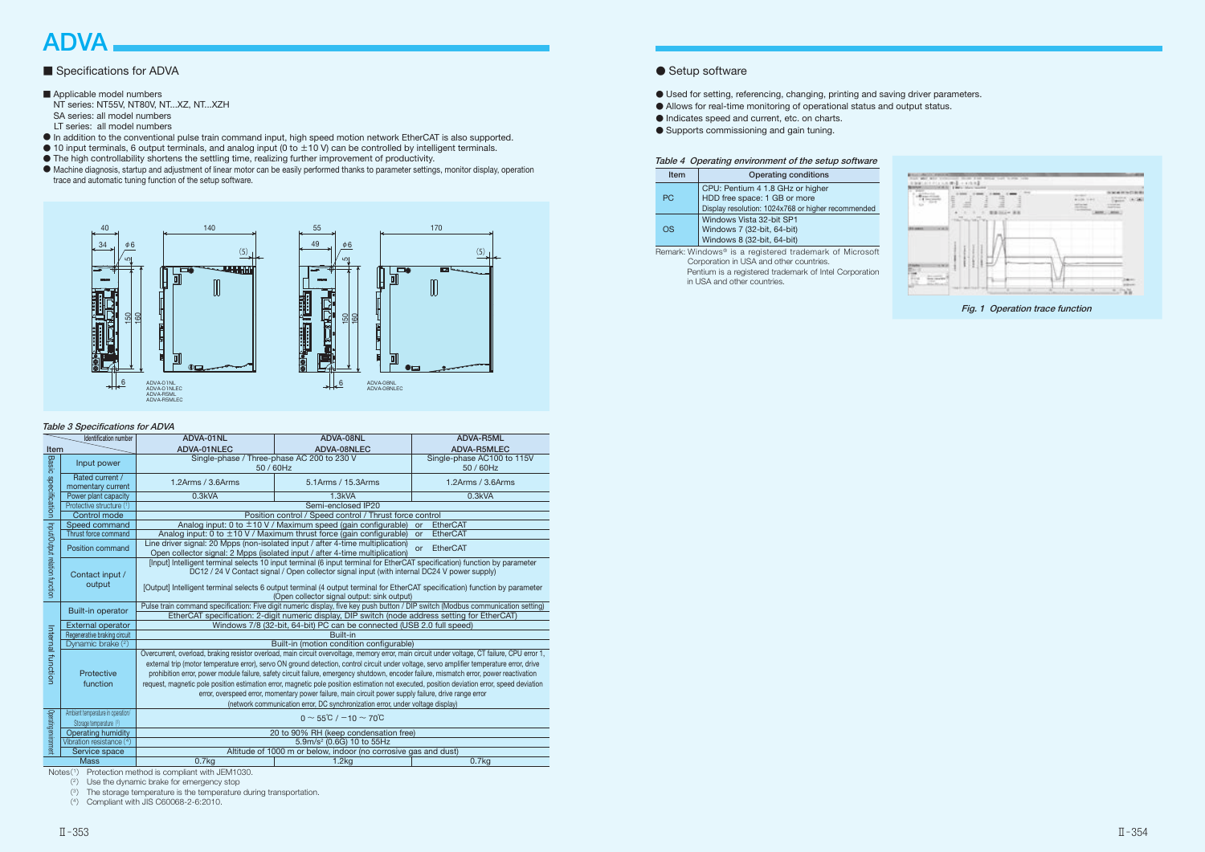# ADVA

## ■ Specifications for ADVA

■ Applicable model numbers
NT series: NT55V, NT80V, NT...XZ, NT...XZH
SA series: all model numbers
LT series: all model numbers

- In addition to the conventional pulse train command input, high speed motion network EtherCAT is also supported.
- 10 input terminals, 6 output terminals, and analog input (0 to ±10 V) can be controlled by intelligent terminals.
- The high controllability shortens the settling time, realizing further improvement of productivity.
- Machine diagnosis, startup and adjustment of linear motor can be easily performed thanks to parameter settings, monitor display, operation trace and automatic tuning function of the setup software.

ADVA-01NL
ADVA-01NLEC
ADVA-R5ML
ADVA-R5MLEC

ADVA-08NL
ADVA-08NLEC

*Table 3 Specifications for ADVA*

| | Item / Identification number | ADVA-01NL ADVA-01NLEC | ADVA-08NL ADVA-08NLEC | ADVA-R5ML ADVA-R5MLEC |
|---|---|---|---|---|
| Basic specification | Input power | Single-phase / Three-phase AC 200 to 230 V 50 / 60Hz | | Single-phase AC100 to 115V 50 / 60Hz |
| | Rated current / momentary current | 1.2Arms / 3.6Arms | 5.1Arms / 15.3Arms | 1.2Arms / 3.6Arms |
| | Power plant capacity | 0.3kVA | 1.3kVA | 0.3kVA |
| | Protective structure (1) | Semi-enclosed IP20 | | |
| | Control mode | Position control / Speed control / Thrust force control | | |
| Input/Output relation function | Speed command | Analog input: 0 to ±10 V / Maximum speed (gain configurable) or EtherCAT | | |
| | Thrust force command | Analog input: 0 to ±10 V / Maximum thrust force (gain configurable) or EtherCAT | | |
| | Position command | Line driver signal: 20 Mpps (non-isolated input / after 4-time multiplication) Open collector signal: 2 Mpps (isolated input / after 4-time multiplication) or EtherCAT | | |
| | Contact input / output | [Input] Intelligent terminal selects 10 input terminal (6 input terminal for EtherCAT specification) function by parameter DC12 / 24 V Contact signal / Open collector signal input (with internal DC24 V power supply) [Output] Intelligent terminal selects 6 output terminal (4 output terminal for EtherCAT specification) function by parameter (Open collector signal output: sink output) | | |
| Internal function | Built-in operator | Pulse train command specification: Five digit numeric display, five key push button / DIP switch (Modbus communication setting) EtherCAT specification: 2-digit numeric display, DIP switch (node address setting for EtherCAT) | | |
| | External operator | Windows 7/8 (32-bit, 64-bit) PC can be connected (USB 2.0 full speed) | | |
| | Regenerative braking circuit | Built-in | | |
| | Dynamic brake (2) | Built-in (motion condition configurable) | | |
| | Protective function | Overcurrent, overload, braking resistor overload, main circuit overvoltage, memory error, main circuit under voltage, CT failure, CPU error 1, external trip (motor temperature error), servo ON ground detection, control circuit under voltage, servo amplifier temperature error, drive prohibition error, power module failure, safety circuit failure, emergency shutdown, encoder failure, mismatch error, power reactivation request, magnetic pole position estimation error, magnetic pole position estimation not executed, position deviation error, speed deviation error, overspeed error, momentary power failure, main circuit power supply failure, drive range error (network communication error, DC synchronization error, under voltage display) | | |
| Operating environment | Ambient temperature in operation/ Storage temperature (3) | 0 ~ 55℃ / −10 ~ 70℃ | | |
| | Operating humidity | 20 to 90% RH (keep condensation free) | | |
| | Vibration resistance (4) | 5.9m/s² (0.6G) 10 to 55Hz | | |
| | Service space | Altitude of 1000 m or below, indoor (no corrosive gas and dust) | | |
| | Mass | 0.7kg | 1.2kg | 0.7kg |

Notes (1) Protection method is compliant with JEM1030.
(2) Use the dynamic brake for emergency stop
(3) The storage temperature is the temperature during transportation.
(4) Compliant with JIS C60068-2-6:2010.

## ● Setup software

- Used for setting, referencing, changing, printing and saving driver parameters.
- Allows for real-time monitoring of operational status and output status.
- Indicates speed and current, etc. on charts.
- Supports commissioning and gain tuning.

*Table 4 Operating environment of the setup software*

| Item | Operating conditions |
|---|---|
| PC | CPU: Pentium 4 1.8 GHz or higher<br>HDD free space: 1 GB or more<br>Display resolution: 1024x768 or higher recommended |
| OS | Windows Vista 32-bit SP1<br>Windows 7 (32-bit, 64-bit)<br>Windows 8 (32-bit, 64-bit) |

Remark: Windows® is a registered trademark of Microsoft Corporation in USA and other countries.
Pentium is a registered trademark of Intel Corporation in USA and other countries.

*Fig. 1 Operation trace function*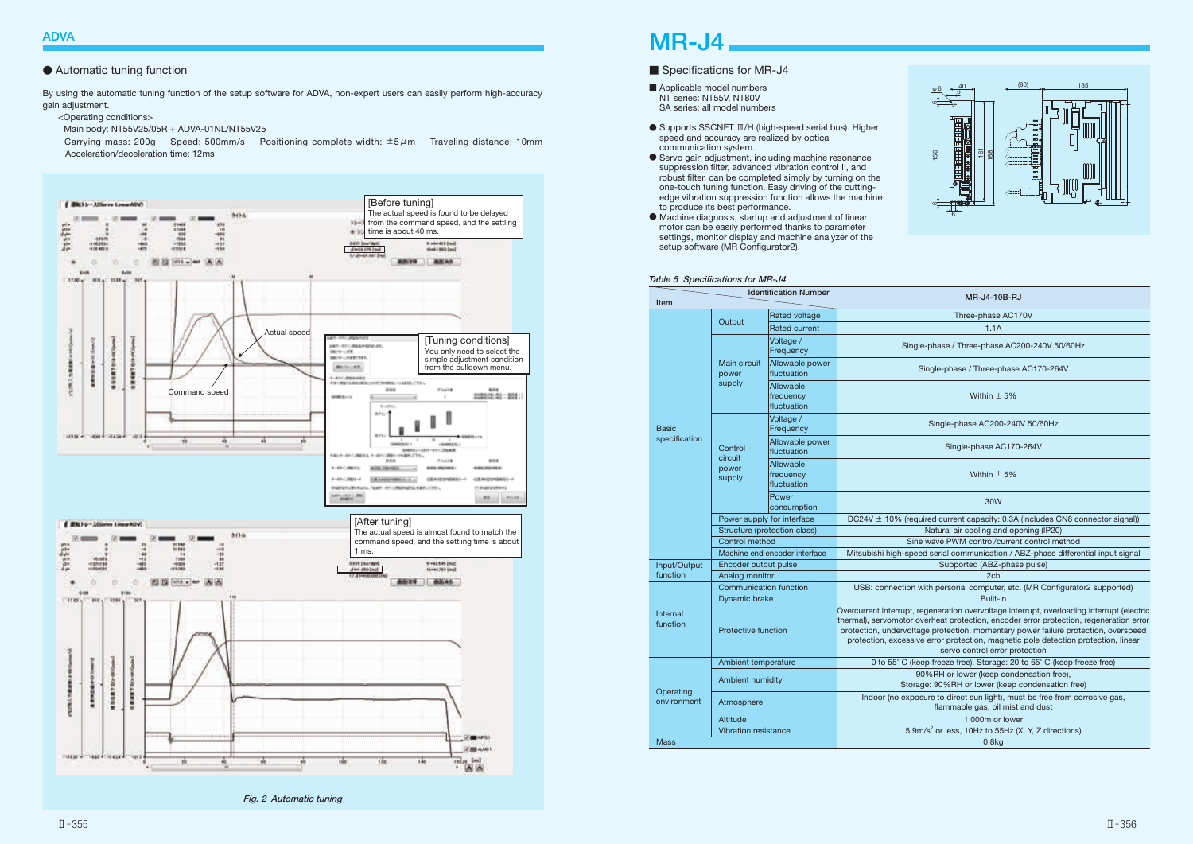## ADVA

### ● Automatic tuning function

By using the automatic tuning function of the setup software for ADVA, non-expert users can easily perform high-accuracy gain adjustment.

<Operating conditions>
Main body: NT55V25/05R + ADVA-01NL/NT55V25
Carrying mass: 200g Speed: 500mm/s Positioning complete width: ±5μm Traveling distance: 10mm
Acceleration/deceleration time: 12ms

[Before tuning]
The actual speed is found to be delayed from the command speed, and the settling time is about 40 ms.

Actual speed

Command speed

[Tuning conditions]
You only need to select the simple adjustment condition from the pulldown menu.

[After tuning]
The actual speed is almost found to match the command speed, and the settling time is about 1 ms.

*Fig. 2 Automatic tuning*

## MR-J4

### ■ Specifications for MR-J4

■ Applicable model numbers
NT series: NT55V, NT80V
SA series: all model numbers

- Supports SSCNET Ⅲ/H (high-speed serial bus). Higher speed and accuracy are realized by optical communication system.
- Servo gain adjustment, including machine resonance suppression filter, advanced vibration control II, and robust filter, can be completed simply by turning on the one-touch tuning function. Easy driving of the cutting-edge vibration suppression function allows the machine to produce its best performance.
- Machine diagnosis, startup and adjustment of linear motor can be easily performed thanks to parameter settings, monitor display and machine analyzer of the setup software (MR Configurator2).

*Table 5 Specifications for MR-J4*

| Item | | | Identification Number: MR-J4-10B-RJ |
|---|---|---|---|
| Basic specification | Output | Rated voltage | Three-phase AC170V |
| | | Rated current | 1.1A |
| | Main circuit power supply | Voltage / Frequency | Single-phase / Three-phase AC200-240V 50/60Hz |
| | | Allowable power fluctuation | Single-phase / Three-phase AC170-264V |
| | | Allowable frequency fluctuation | Within ± 5% |
| | Control circuit power supply | Voltage / Frequency | Single-phase AC200-240V 50/60Hz |
| | | Allowable power fluctuation | Single-phase AC170-264V |
| | | Allowable frequency fluctuation | Within ± 5% |
| | | Power consumption | 30W |
| | Power supply for interface | | DC24V ± 10% (required current capacity: 0.3A (includes CN8 connector signal)) |
| | Structure (protection class) | | Natural air cooling and opening (IP20) |
| | Control method | | Sine wave PWM control/current control method |
| | Machine end encoder interface | | Mitsubishi high-speed serial communication / ABZ-phase differential input signal |
| Input/Output function | Encoder output pulse | | Supported (ABZ-phase pulse) |
| | Analog monitor | | 2ch |
| Internal function | Communication function | | USB: connection with personal computer, etc. (MR Configurator2 supported) |
| | Dynamic brake | | Built-in |
| | Protective function | | Overcurrent interrupt, regeneration overvoltage interrupt, overloading interrupt (electric thermal), servomotor overheat protection, encoder error protection, regeneration error protection, undervoltage protection, momentary power failure protection, overspeed protection, excessive error protection, magnetic pole detection protection, linear servo control error protection |
| Operating environment | Ambient temperature | | 0 to 55° C (keep freeze free), Storage: 20 to 65° C (keep freeze free) |
| | Ambient humidity | | 90%RH or lower (keep condensation free), Storage: 90%RH or lower (keep condensation free) |
| | Atmosphere | | Indoor (no exposure to direct sun light), must be free from corrosive gas, flammable gas, oil mist and dust |
| | Altitude | | 1 000m or lower |
| | Vibration resistance | | 5.9m/s² or less, 10Hz to 55Hz (X, Y, Z directions) |
| Mass | | | 0.8kg |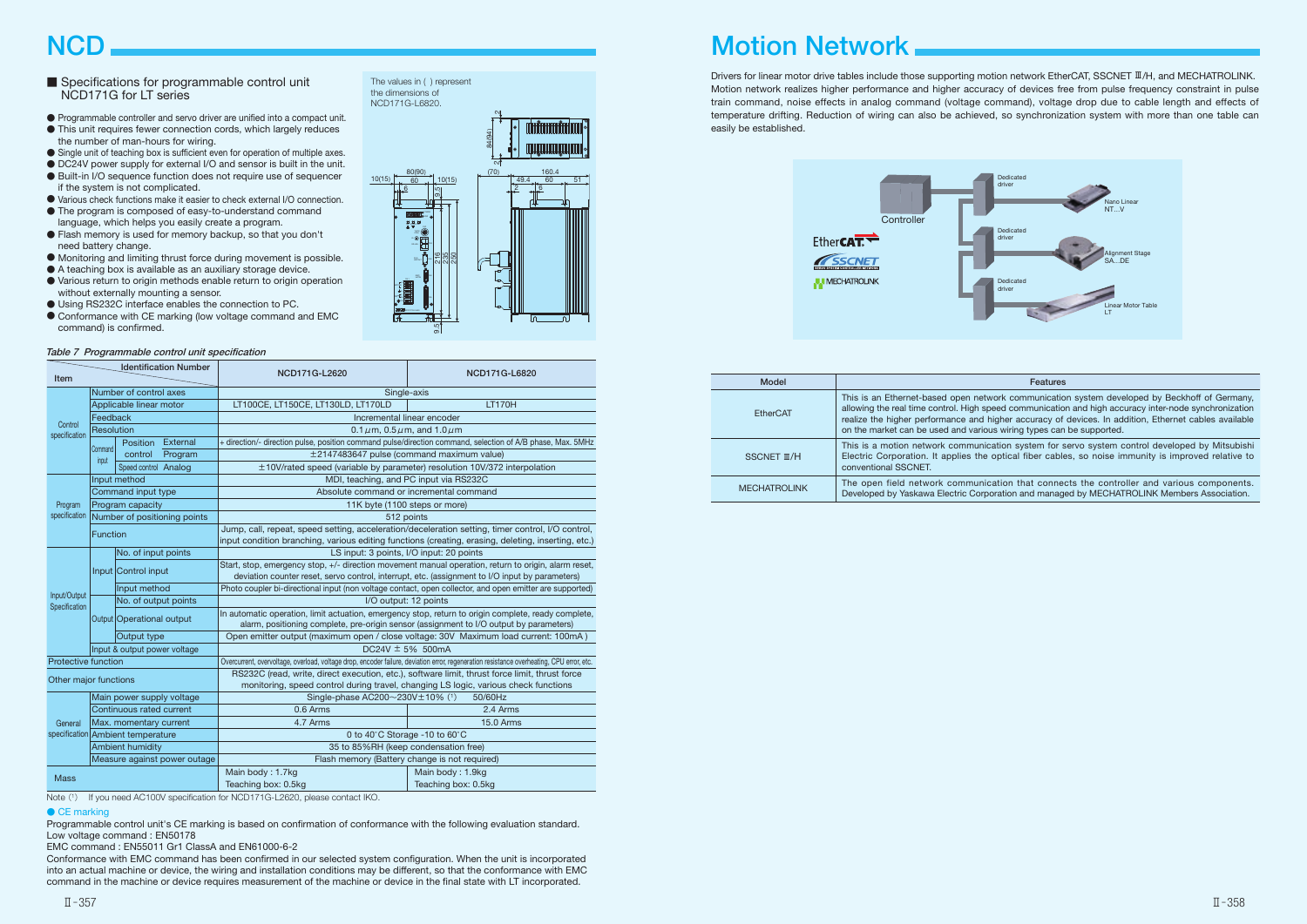# NCD

## ■ Specifications for programmable control unit NCD171G for LT series

- Programmable controller and servo driver are unified into a compact unit.
- This unit requires fewer connection cords, which largely reduces the number of man-hours for wiring.
- Single unit of teaching box is sufficient even for operation of multiple axes.
- DC24V power supply for external I/O and sensor is built in the unit.
- Built-in I/O sequence function does not require use of sequencer if the system is not complicated.
- Various check functions make it easier to check external I/O connection.
- The program is composed of easy-to-understand command language, which helps you easily create a program.
- Flash memory is used for memory backup, so that you don't need battery change.
- Monitoring and limiting thrust force during movement is possible.
- A teaching box is available as an auxiliary storage device.
- Various return to origin methods enable return to origin operation without externally mounting a sensor.
- Using RS232C interface enables the connection to PC.
- Conformance with CE marking (low voltage command and EMC command) is confirmed.

The values in ( ) represent the dimensions of NCD171G-L6820.

80(90)
60
10(15)
10(15)
6
9.5
216
235
250
9.5
2
84(94)
2
(70)
160.4
49.4
60
51
2
6

*Table 7 Programmable control unit specification*

| Item | | | NCD171G-L2620 | NCD171G-L6820 |
|---|---|---|---|---|
| Control specification | Number of control axes | | Single-axis | |
| | Applicable linear motor | | LT100CE, LT150CE, LT130LD, LT170LD | LT170H |
| | Feedback | | Incremental linear encoder | |
| | Resolution | | 0.1 $\mu$m, 0.5 $\mu$m, and 1.0 $\mu$m | |
| | Command input | Position control External | + direction/- direction pulse, position command pulse/direction command, selection of A/B phase, Max. 5MHz | |
| | | Position control Program | ±2147483647 pulse (command maximum value) | |
| | | Speed control Analog | ±10V/rated speed (variable by parameter) resolution 10V/372 interpolation | |
| Program specification | Input method | | MDI, teaching, and PC input via RS232C | |
| | Command input type | | Absolute command or incremental command | |
| | Program capacity | | 11K byte (1100 steps or more) | |
| | Number of positioning points | | 512 points | |
| | Function | | Jump, call, repeat, speed setting, acceleration/deceleration setting, timer control, I/O control, input condition branching, various editing functions (creating, erasing, deleting, inserting, etc.) | |
| Input/Output Specification | Input | No. of input points | LS input: 3 points, I/O input: 20 points | |
| | | Control input | Start, stop, emergency stop, +/- direction movement manual operation, return to origin, alarm reset, deviation counter reset, servo control, interrupt, etc. (assignment to I/O input by parameters) | |
| | | Input method | Photo coupler bi-directional input (non voltage contact, open collector, and open emitter are supported) | |
| | Output | No. of output points | I/O output: 12 points | |
| | | Operational output | In automatic operation, limit actuation, emergency stop, return to origin complete, ready complete, alarm, positioning complete, pre-origin sensor (assignment to I/O output by parameters) | |
| | | Output type | Open emitter output (maximum open / close voltage: 30V Maximum load current: 100mA ) | |
| | Input & output power voltage | | DC24V ± 5% 500mA | |
| Protective function | | | Overcurrent, overvoltage, overload, voltage drop, encoder failure, deviation error, regeneration resistance overheating, CPU error, etc. | |
| Other major functions | | | RS232C (read, write, direct execution, etc.), software limit, thrust force limit, thrust force monitoring, speed control during travel, changing LS logic, various check functions | |
| General specification | Main power supply voltage | | Single-phase AC200～230V±10% (1) 50/60Hz | |
| | Continuous rated current | | 0.6 Arms | 2.4 Arms |
| | Max. momentary current | | 4.7 Arms | 15.0 Arms |
| | Ambient temperature | | 0 to 40°C Storage -10 to 60°C | |
| | Ambient humidity | | 35 to 85%RH (keep condensation free) | |
| | Measure against power outage | | Flash memory (Battery change is not required) | |
| Mass | | | Main body : 1.7kg<br>Teaching box: 0.5kg | Main body : 1.9kg<br>Teaching box: 0.5kg |

Note (1) If you need AC100V specification for NCD171G-L2620, please contact IKO.

### ● CE marking

Programmable control unit's CE marking is based on confirmation of conformance with the following evaluation standard.
Low voltage command : EN50178
EMC command : EN55011 Gr1 ClassA and EN61000-6-2
Conformance with EMC command has been confirmed in our selected system configuration. When the unit is incorporated into an actual machine or device, the wiring and installation conditions may be different, so that the conformance with EMC command in the machine or device requires measurement of the machine or device in the final state with LT incorporated.

# Motion Network

Drivers for linear motor drive tables include those supporting motion network EtherCAT, SSCNET Ⅲ/H, and MECHATROLINK. Motion network realizes higher performance and higher accuracy of devices free from pulse frequency constraint in pulse train command, noise effects in analog command (voltage command), voltage drop due to cable length and effects of temperature drifting. Reduction of wiring can also be achieved, so synchronization system with more than one table can easily be established.

Controller
EtherCAT
SSCNET
MECHATROLINK
Dedicated driver
Nano Linear NT…V
Dedicated driver
Alignment Stage SA…DE
Dedicated driver
Linear Motor Table LT

| Model | Features |
|---|---|
| EtherCAT | This is an Ethernet-based open network communication system developed by Beckhoff of Germany, allowing the real time control. High speed communication and high accuracy inter-node synchronization realize the higher performance and higher accuracy of devices. In addition, Ethernet cables available on the market can be used and various wiring types can be supported. |
| SSCNET Ⅲ/H | This is a motion network communication system for servo system control developed by Mitsubishi Electric Corporation. It applies the optical fiber cables, so noise immunity is improved relative to conventional SSCNET. |
| MECHATROLINK | The open field network communication that connects the controller and various components. Developed by Yaskawa Electric Corporation and managed by MECHATROLINK Members Association. |